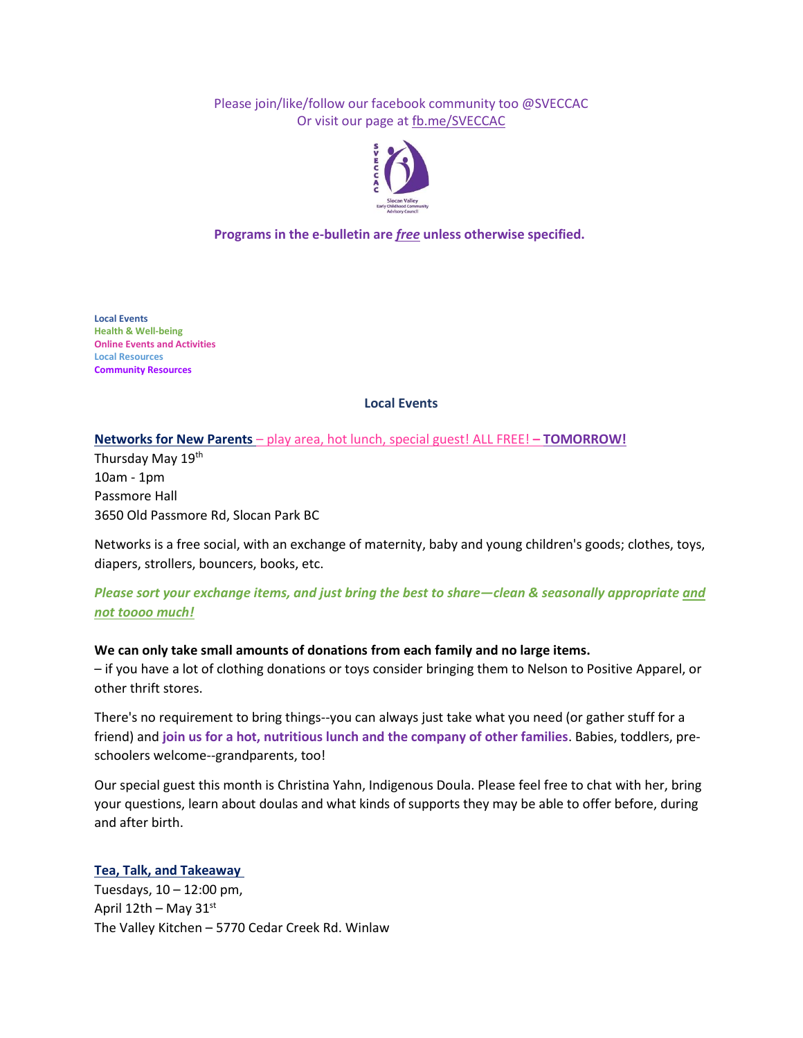Please join/like/follow our facebook community too @SVECCAC
Or visit our page at fb.me/SVECCAC

**Programs in the e-bulletin are _free_ unless otherwise specified.**

**Local Events**
**Health & Well-being**
**Online Events and Activities**
**Local Resources**
**Community Resources**

## Local Events

**Networks for New Parents** – play area, hot lunch, special guest! ALL FREE! **– TOMORROW!**

Thursday May 19th
10am - 1pm
Passmore Hall
3650 Old Passmore Rd, Slocan Park BC

Networks is a free social, with an exchange of maternity, baby and young children's goods; clothes, toys, diapers, strollers, bouncers, books, etc.

***Please sort your exchange items, and just bring the best to share—clean & seasonally appropriate and not toooo much!***

**We can only take small amounts of donations from each family and no large items.**
– if you have a lot of clothing donations or toys consider bringing them to Nelson to Positive Apparel, or other thrift stores.

There's no requirement to bring things--you can always just take what you need (or gather stuff for a friend) and **join us for a hot, nutritious lunch and the company of other families**. Babies, toddlers, pre-schoolers welcome--grandparents, too!

Our special guest this month is Christina Yahn, Indigenous Doula. Please feel free to chat with her, bring your questions, learn about doulas and what kinds of supports they may be able to offer before, during and after birth.

**Tea, Talk, and Takeaway**

Tuesdays, 10 – 12:00 pm,
April 12th – May 31st
The Valley Kitchen – 5770 Cedar Creek Rd. Winlaw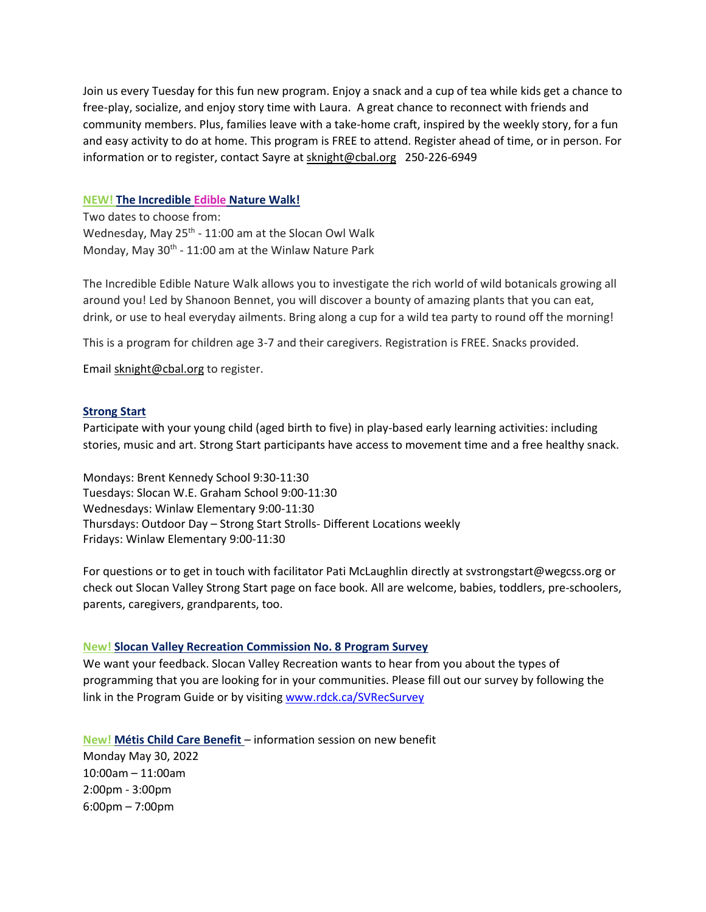Join us every Tuesday for this fun new program. Enjoy a snack and a cup of tea while kids get a chance to free-play, socialize, and enjoy story time with Laura. A great chance to reconnect with friends and community members. Plus, families leave with a take-home craft, inspired by the weekly story, for a fun and easy activity to do at home. This program is FREE to attend. Register ahead of time, or in person. For information or to register, contact Sayre at sknight@cbal.org 250-226-6949

**NEW! The Incredible Edible Nature Walk!**

Two dates to choose from:
Wednesday, May 25th - 11:00 am at the Slocan Owl Walk
Monday, May 30th - 11:00 am at the Winlaw Nature Park

The Incredible Edible Nature Walk allows you to investigate the rich world of wild botanicals growing all around you! Led by Shanoon Bennet, you will discover a bounty of amazing plants that you can eat, drink, or use to heal everyday ailments. Bring along a cup for a wild tea party to round off the morning!

This is a program for children age 3-7 and their caregivers. Registration is FREE. Snacks provided.

Email sknight@cbal.org to register.

**Strong Start**

Participate with your young child (aged birth to five) in play-based early learning activities: including stories, music and art. Strong Start participants have access to movement time and a free healthy snack.

Mondays: Brent Kennedy School 9:30-11:30
Tuesdays: Slocan W.E. Graham School 9:00-11:30
Wednesdays: Winlaw Elementary 9:00-11:30
Thursdays: Outdoor Day – Strong Start Strolls- Different Locations weekly
Fridays: Winlaw Elementary 9:00-11:30

For questions or to get in touch with facilitator Pati McLaughlin directly at svstrongstart@wegcss.org or check out Slocan Valley Strong Start page on face book. All are welcome, babies, toddlers, pre-schoolers, parents, caregivers, grandparents, too.

**New! Slocan Valley Recreation Commission No. 8 Program Survey**

We want your feedback. Slocan Valley Recreation wants to hear from you about the types of programming that you are looking for in your communities. Please fill out our survey by following the link in the Program Guide or by visiting www.rdck.ca/SVRecSurvey

**New! Métis Child Care Benefit** – information session on new benefit

Monday May 30, 2022
10:00am – 11:00am
2:00pm - 3:00pm
6:00pm – 7:00pm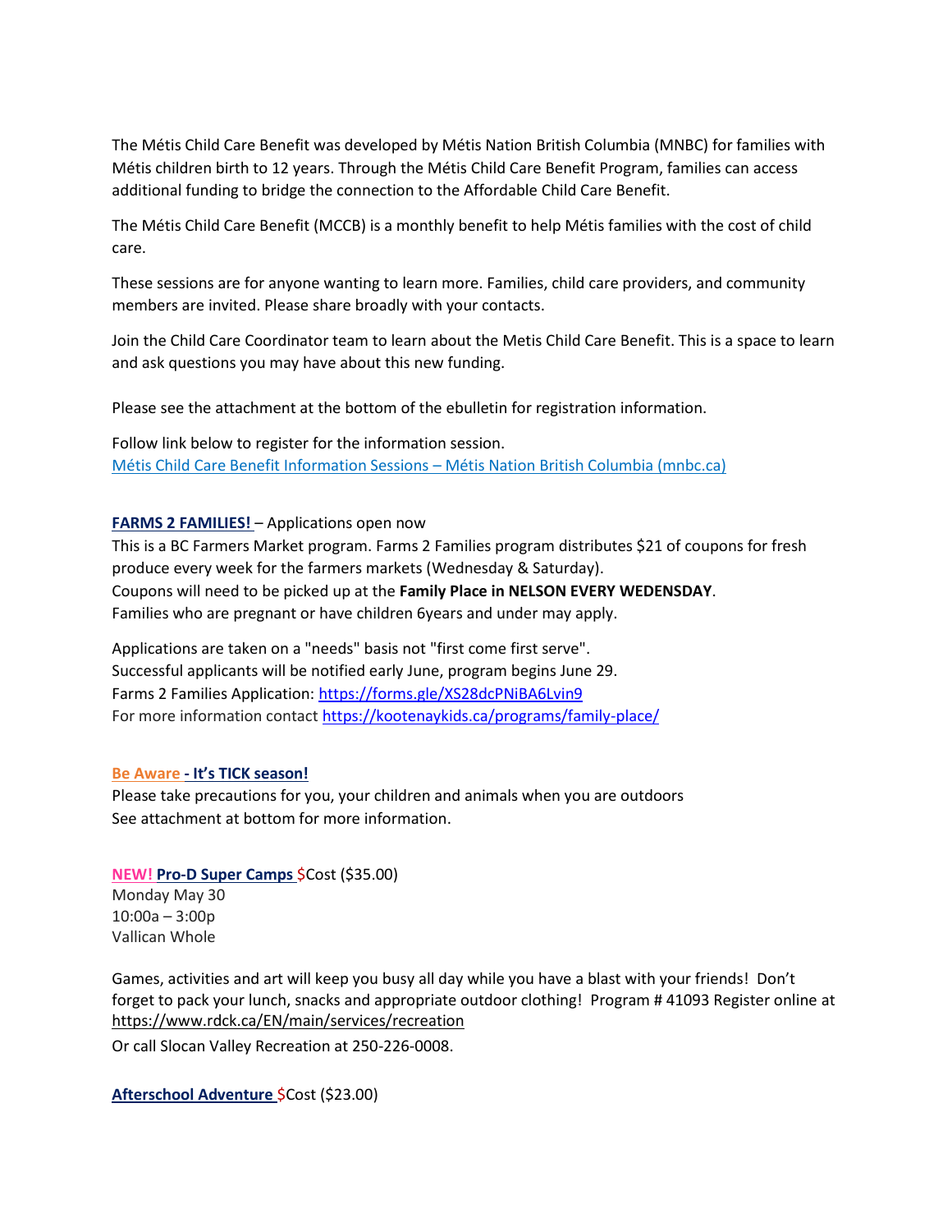The Métis Child Care Benefit was developed by Métis Nation British Columbia (MNBC) for families with Métis children birth to 12 years. Through the Métis Child Care Benefit Program, families can access additional funding to bridge the connection to the Affordable Child Care Benefit.

The Métis Child Care Benefit (MCCB) is a monthly benefit to help Métis families with the cost of child care.

These sessions are for anyone wanting to learn more. Families, child care providers, and community members are invited. Please share broadly with your contacts.

Join the Child Care Coordinator team to learn about the Metis Child Care Benefit. This is a space to learn and ask questions you may have about this new funding.

Please see the attachment at the bottom of the ebulletin for registration information.

Follow link below to register for the information session.
[Métis Child Care Benefit Information Sessions – Métis Nation British Columbia (mnbc.ca)](#)

**FARMS 2 FAMILIES!** – Applications open now
This is a BC Farmers Market program. Farms 2 Families program distributes $21 of coupons for fresh produce every week for the farmers markets (Wednesday & Saturday).
Coupons will need to be picked up at the **Family Place in NELSON EVERY WEDENSDAY**.
Families who are pregnant or have children 6years and under may apply.

Applications are taken on a "needs" basis not "first come first serve".
Successful applicants will be notified early June, program begins June 29.
Farms 2 Families Application: https://forms.gle/XS28dcPNiBA6Lvin9
For more information contact https://kootenaykids.ca/programs/family-place/

**Be Aware - It's TICK season!**
Please take precautions for you, your children and animals when you are outdoors
See attachment at bottom for more information.

**NEW! Pro-D Super Camps** $Cost ($35.00)
Monday May 30
10:00a – 3:00p
Vallican Whole

Games, activities and art will keep you busy all day while you have a blast with your friends! Don't forget to pack your lunch, snacks and appropriate outdoor clothing! Program # 41093 Register online at https://www.rdck.ca/EN/main/services/recreation
Or call Slocan Valley Recreation at 250-226-0008.

**Afterschool Adventure** $Cost ($23.00)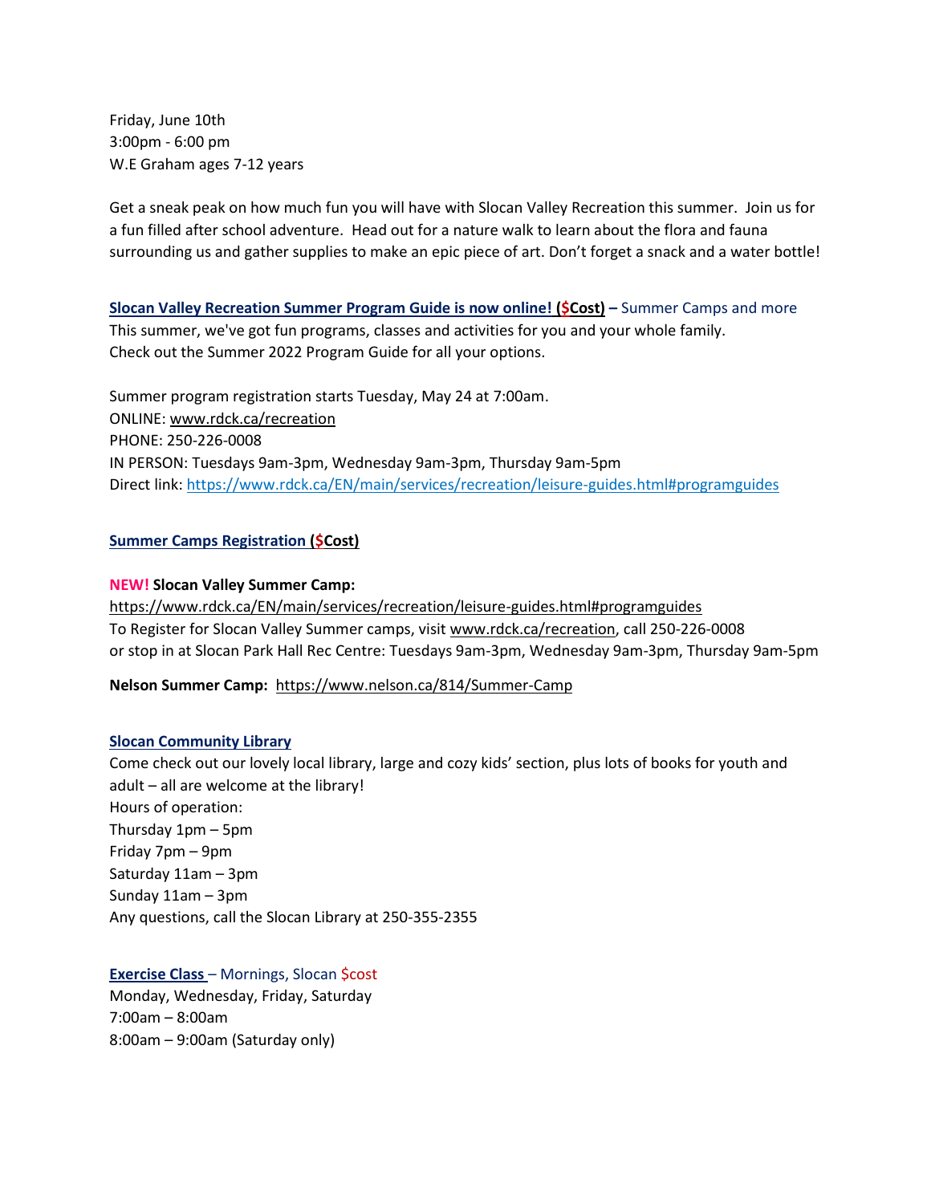Friday, June 10th
3:00pm - 6:00 pm
W.E Graham ages 7-12 years

Get a sneak peak on how much fun you will have with Slocan Valley Recreation this summer. Join us for a fun filled after school adventure. Head out for a nature walk to learn about the flora and fauna surrounding us and gather supplies to make an epic piece of art. Don't forget a snack and a water bottle!

**Slocan Valley Recreation Summer Program Guide is now online! ($Cost)** – Summer Camps and more
This summer, we've got fun programs, classes and activities for you and your whole family.
Check out the Summer 2022 Program Guide for all your options.

Summer program registration starts Tuesday, May 24 at 7:00am.
ONLINE: www.rdck.ca/recreation
PHONE: 250-226-0008
IN PERSON: Tuesdays 9am-3pm, Wednesday 9am-3pm, Thursday 9am-5pm
Direct link: https://www.rdck.ca/EN/main/services/recreation/leisure-guides.html#programguides

**Summer Camps Registration ($Cost)**

**NEW! Slocan Valley Summer Camp:**
https://www.rdck.ca/EN/main/services/recreation/leisure-guides.html#programguides
To Register for Slocan Valley Summer camps, visit www.rdck.ca/recreation, call 250-226-0008
or stop in at Slocan Park Hall Rec Centre: Tuesdays 9am-3pm, Wednesday 9am-3pm, Thursday 9am-5pm

**Nelson Summer Camp:** https://www.nelson.ca/814/Summer-Camp

**Slocan Community Library**
Come check out our lovely local library, large and cozy kids' section, plus lots of books for youth and adult – all are welcome at the library!
Hours of operation:
Thursday 1pm – 5pm
Friday 7pm – 9pm
Saturday 11am – 3pm
Sunday 11am – 3pm
Any questions, call the Slocan Library at 250-355-2355

**Exercise Class** – Mornings, Slocan $cost
Monday, Wednesday, Friday, Saturday
7:00am – 8:00am
8:00am – 9:00am (Saturday only)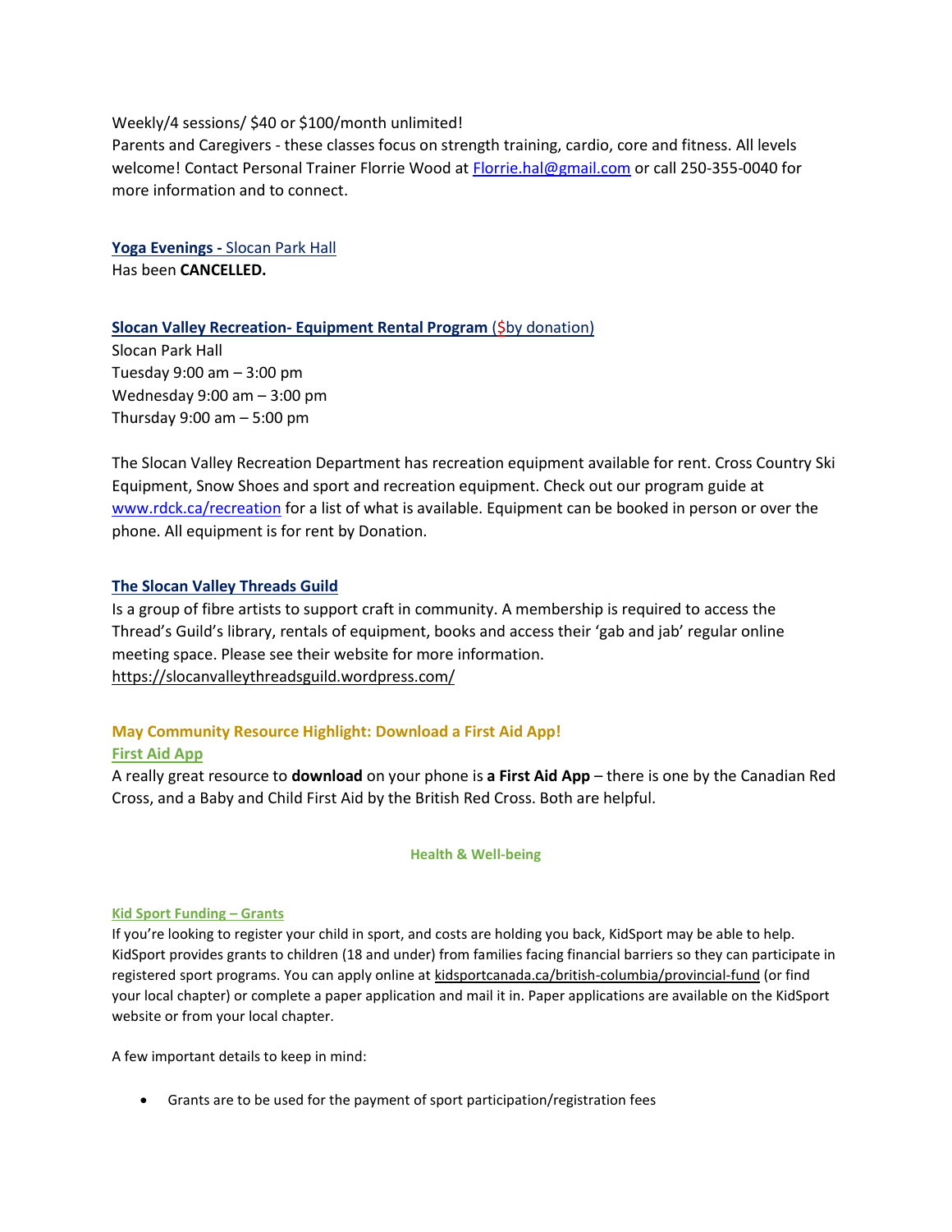Weekly/4 sessions/ $40 or $100/month unlimited!
Parents and Caregivers - these classes focus on strength training, cardio, core and fitness. All levels welcome! Contact Personal Trainer Florrie Wood at Florrie.hal@gmail.com or call 250-355-0040 for more information and to connect.

**Yoga Evenings -** Slocan Park Hall
Has been **CANCELLED.**

**Slocan Valley Recreation- Equipment Rental Program** ($by donation)
Slocan Park Hall
Tuesday 9:00 am – 3:00 pm
Wednesday 9:00 am – 3:00 pm
Thursday 9:00 am – 5:00 pm

The Slocan Valley Recreation Department has recreation equipment available for rent. Cross Country Ski Equipment, Snow Shoes and sport and recreation equipment. Check out our program guide at www.rdck.ca/recreation for a list of what is available. Equipment can be booked in person or over the phone. All equipment is for rent by Donation.

**The Slocan Valley Threads Guild**
Is a group of fibre artists to support craft in community. A membership is required to access the Thread's Guild's library, rentals of equipment, books and access their 'gab and jab' regular online meeting space. Please see their website for more information.
https://slocanvalleythreadsguild.wordpress.com/

**May Community Resource Highlight: Download a First Aid App!**

**First Aid App**
A really great resource to **download** on your phone is **a First Aid App** – there is one by the Canadian Red Cross, and a Baby and Child First Aid by the British Red Cross. Both are helpful.

## Health & Well-being

**Kid Sport Funding – Grants**
If you're looking to register your child in sport, and costs are holding you back, KidSport may be able to help. KidSport provides grants to children (18 and under) from families facing financial barriers so they can participate in registered sport programs. You can apply online at kidsportcanada.ca/british-columbia/provincial-fund (or find your local chapter) or complete a paper application and mail it in. Paper applications are available on the KidSport website or from your local chapter.

A few important details to keep in mind:

- Grants are to be used for the payment of sport participation/registration fees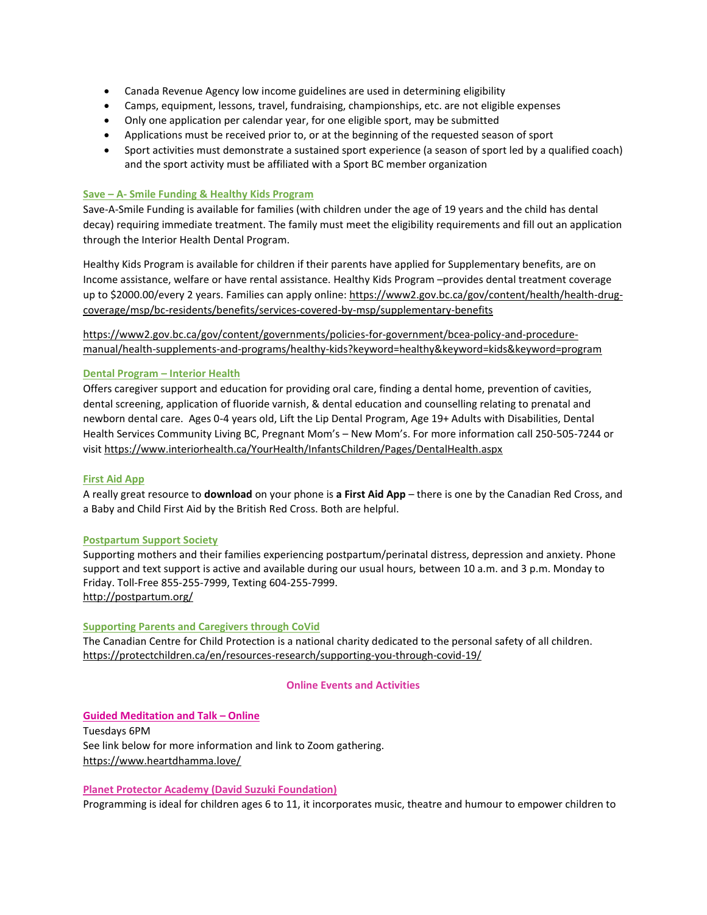- Canada Revenue Agency low income guidelines are used in determining eligibility
- Camps, equipment, lessons, travel, fundraising, championships, etc. are not eligible expenses
- Only one application per calendar year, for one eligible sport, may be submitted
- Applications must be received prior to, or at the beginning of the requested season of sport
- Sport activities must demonstrate a sustained sport experience (a season of sport led by a qualified coach) and the sport activity must be affiliated with a Sport BC member organization

### Save – A- Smile Funding & Healthy Kids Program

Save-A-Smile Funding is available for families (with children under the age of 19 years and the child has dental decay) requiring immediate treatment. The family must meet the eligibility requirements and fill out an application through the Interior Health Dental Program.

Healthy Kids Program is available for children if their parents have applied for Supplementary benefits, are on Income assistance, welfare or have rental assistance. Healthy Kids Program –provides dental treatment coverage up to $2000.00/every 2 years. Families can apply online: https://www2.gov.bc.ca/gov/content/health/health-drug-coverage/msp/bc-residents/benefits/services-covered-by-msp/supplementary-benefits

https://www2.gov.bc.ca/gov/content/governments/policies-for-government/bcea-policy-and-procedure-manual/health-supplements-and-programs/healthy-kids?keyword=healthy&keyword=kids&keyword=program

### Dental Program – Interior Health

Offers caregiver support and education for providing oral care, finding a dental home, prevention of cavities, dental screening, application of fluoride varnish, & dental education and counselling relating to prenatal and newborn dental care. Ages 0-4 years old, Lift the Lip Dental Program, Age 19+ Adults with Disabilities, Dental Health Services Community Living BC, Pregnant Mom's – New Mom's. For more information call 250-505-7244 or visit https://www.interiorhealth.ca/YourHealth/InfantsChildren/Pages/DentalHealth.aspx

### First Aid App

A really great resource to **download** on your phone is **a First Aid App** – there is one by the Canadian Red Cross, and a Baby and Child First Aid by the British Red Cross. Both are helpful.

### Postpartum Support Society

Supporting mothers and their families experiencing postpartum/perinatal distress, depression and anxiety. Phone support and text support is active and available during our usual hours, between 10 a.m. and 3 p.m. Monday to Friday. Toll-Free 855-255-7999, Texting 604-255-7999.
http://postpartum.org/

### Supporting Parents and Caregivers through CoVid

The Canadian Centre for Child Protection is a national charity dedicated to the personal safety of all children.
https://protectchildren.ca/en/resources-research/supporting-you-through-covid-19/

## Online Events and Activities

### Guided Meditation and Talk – Online

Tuesdays 6PM
See link below for more information and link to Zoom gathering.
https://www.heartdhamma.love/

### Planet Protector Academy (David Suzuki Foundation)

Programming is ideal for children ages 6 to 11, it incorporates music, theatre and humour to empower children to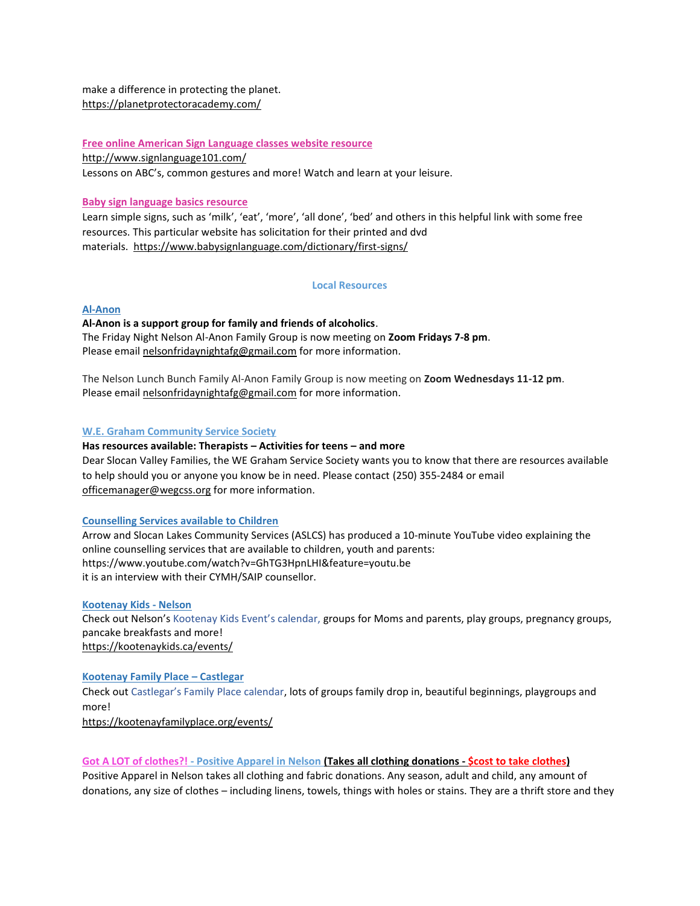make a difference in protecting the planet.
https://planetprotectoracademy.com/

**Free online American Sign Language classes website resource**
http://www.signlanguage101.com/
Lessons on ABC's, common gestures and more! Watch and learn at your leisure.

**Baby sign language basics resource**
Learn simple signs, such as 'milk', 'eat', 'more', 'all done', 'bed' and others in this helpful link with some free resources. This particular website has solicitation for their printed and dvd materials. https://www.babysignlanguage.com/dictionary/first-signs/

## Local Resources

**Al-Anon**
**Al-Anon is a support group for family and friends of alcoholics**.
The Friday Night Nelson Al-Anon Family Group is now meeting on **Zoom Fridays 7-8 pm**.
Please email nelsonfridaynightafg@gmail.com for more information.

The Nelson Lunch Bunch Family Al-Anon Family Group is now meeting on **Zoom Wednesdays 11-12 pm**.
Please email nelsonfridaynightafg@gmail.com for more information.

**W.E. Graham Community Service Society**
**Has resources available: Therapists – Activities for teens – and more**
Dear Slocan Valley Families, the WE Graham Service Society wants you to know that there are resources available to help should you or anyone you know be in need. Please contact (250) 355-2484 or email officemanager@wegcss.org for more information.

**Counselling Services available to Children**
Arrow and Slocan Lakes Community Services (ASLCS) has produced a 10-minute YouTube video explaining the online counselling services that are available to children, youth and parents:
https://www.youtube.com/watch?v=GhTG3HpnLHI&feature=youtu.be
it is an interview with their CYMH/SAIP counsellor.

**Kootenay Kids - Nelson**
Check out Nelson's Kootenay Kids Event's calendar, groups for Moms and parents, play groups, pregnancy groups, pancake breakfasts and more!
https://kootenaykids.ca/events/

**Kootenay Family Place – Castlegar**
Check out Castlegar's Family Place calendar, lots of groups family drop in, beautiful beginnings, playgroups and more!
https://kootenayfamilyplace.org/events/

**Got A LOT of clothes?! - Positive Apparel in Nelson (Takes all clothing donations - $cost to take clothes)**
Positive Apparel in Nelson takes all clothing and fabric donations. Any season, adult and child, any amount of donations, any size of clothes – including linens, towels, things with holes or stains. They are a thrift store and they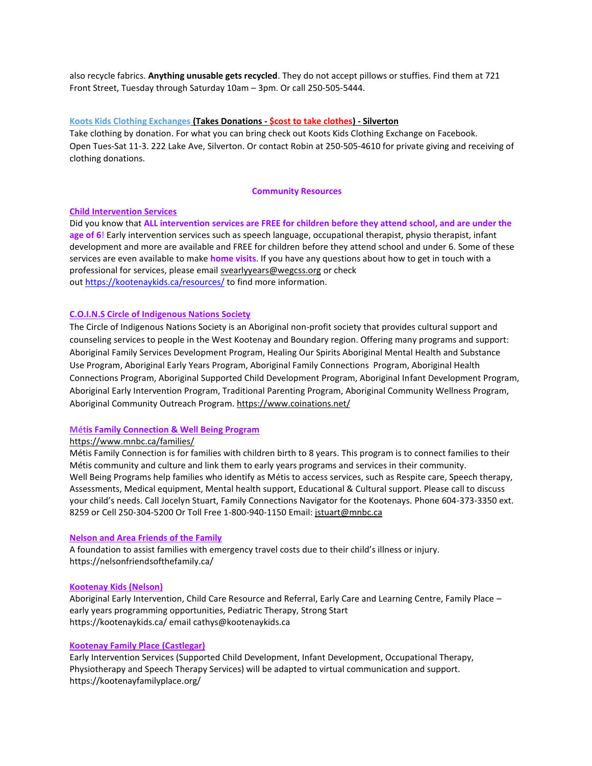also recycle fabrics. **Anything unusable gets recycled**. They do not accept pillows or stuffies. Find them at 721 Front Street, Tuesday through Saturday 10am – 3pm. Or call 250-505-5444.

**Koots Kids Clothing Exchanges (Takes Donations - $cost to take clothes) - Silverton**

Take clothing by donation. For what you can bring check out Koots Kids Clothing Exchange on Facebook. Open Tues-Sat 11-3. 222 Lake Ave, Silverton. Or contact Robin at 250-505-4610 for private giving and receiving of clothing donations.

## Community Resources

**Child Intervention Services**

Did you know that **ALL intervention services are FREE for children before they attend school, and are under the age of 6**! Early intervention services such as speech language, occupational therapist, physio therapist, infant development and more are available and FREE for children before they attend school and under 6. Some of these services are even available to make **home visits**. If you have any questions about how to get in touch with a professional for services, please email svearlyyears@wegcss.org or check out https://kootenaykids.ca/resources/ to find more information.

**C.O.I.N.S Circle of Indigenous Nations Society**

The Circle of Indigenous Nations Society is an Aboriginal non-profit society that provides cultural support and counseling services to people in the West Kootenay and Boundary region. Offering many programs and support: Aboriginal Family Services Development Program, Healing Our Spirits Aboriginal Mental Health and Substance Use Program, Aboriginal Early Years Program, Aboriginal Family Connections Program, Aboriginal Health Connections Program, Aboriginal Supported Child Development Program, Aboriginal Infant Development Program, Aboriginal Early Intervention Program, Traditional Parenting Program, Aboriginal Community Wellness Program, Aboriginal Community Outreach Program. https://www.coinations.net/

**Métis Family Connection & Well Being Program**

https://www.mnbc.ca/families/

Métis Family Connection is for families with children birth to 8 years. This program is to connect families to their Métis community and culture and link them to early years programs and services in their community. Well Being Programs help families who identify as Métis to access services, such as Respite care, Speech therapy, Assessments, Medical equipment, Mental health support, Educational & Cultural support. Please call to discuss your child's needs. Call Jocelyn Stuart, Family Connections Navigator for the Kootenays. Phone 604-373-3350 ext. 8259 or Cell 250-304-5200 Or Toll Free 1-800-940-1150 Email: jstuart@mnbc.ca

**Nelson and Area Friends of the Family**

A foundation to assist families with emergency travel costs due to their child's illness or injury. https://nelsonfriendsofthefamily.ca/

**Kootenay Kids (Nelson)**

Aboriginal Early Intervention, Child Care Resource and Referral, Early Care and Learning Centre, Family Place – early years programming opportunities, Pediatric Therapy, Strong Start
https://kootenaykids.ca/ email cathys@kootenaykids.ca

**Kootenay Family Place (Castlegar)**

Early Intervention Services (Supported Child Development, Infant Development, Occupational Therapy, Physiotherapy and Speech Therapy Services) will be adapted to virtual communication and support.
https://kootenayfamilyplace.org/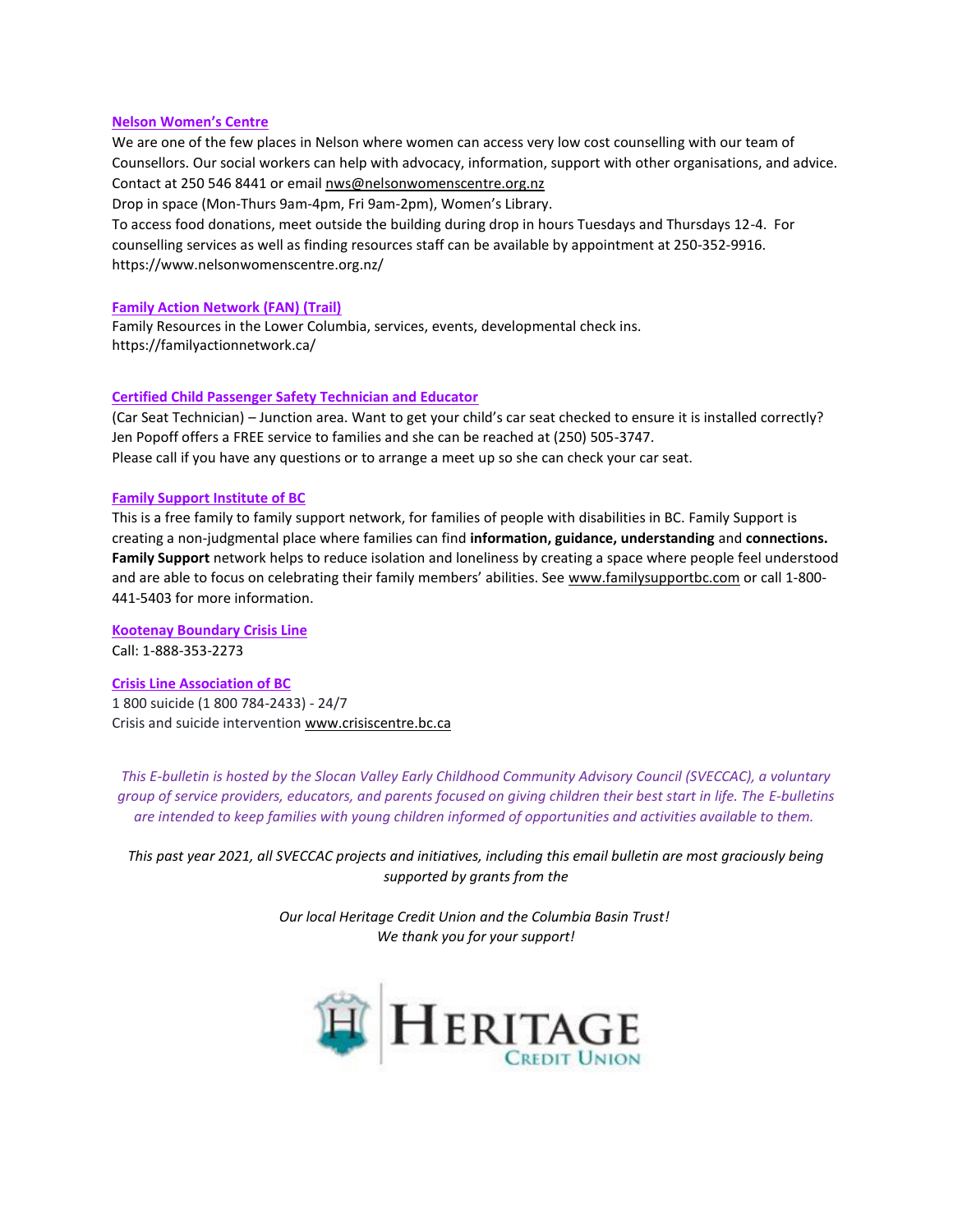**Nelson Women's Centre**

We are one of the few places in Nelson where women can access very low cost counselling with our team of Counsellors. Our social workers can help with advocacy, information, support with other organisations, and advice. Contact at 250 546 8441 or email nws@nelsonwomenscentre.org.nz

Drop in space (Mon-Thurs 9am-4pm, Fri 9am-2pm), Women's Library.

To access food donations, meet outside the building during drop in hours Tuesdays and Thursdays 12-4. For counselling services as well as finding resources staff can be available by appointment at 250-352-9916. https://www.nelsonwomenscentre.org.nz/

**Family Action Network (FAN) (Trail)**

Family Resources in the Lower Columbia, services, events, developmental check ins.
https://familyactionnetwork.ca/

**Certified Child Passenger Safety Technician and Educator**

(Car Seat Technician) – Junction area. Want to get your child's car seat checked to ensure it is installed correctly? Jen Popoff offers a FREE service to families and she can be reached at (250) 505-3747.
Please call if you have any questions or to arrange a meet up so she can check your car seat.

**Family Support Institute of BC**

This is a free family to family support network, for families of people with disabilities in BC. Family Support is creating a non-judgmental place where families can find **information, guidance, understanding** and **connections. Family Support** network helps to reduce isolation and loneliness by creating a space where people feel understood and are able to focus on celebrating their family members' abilities. See www.familysupportbc.com or call 1-800-441-5403 for more information.

**Kootenay Boundary Crisis Line**

Call: 1-888-353-2273

**Crisis Line Association of BC**

1 800 suicide (1 800 784-2433) - 24/7
Crisis and suicide intervention www.crisiscentre.bc.ca

*This E-bulletin is hosted by the Slocan Valley Early Childhood Community Advisory Council (SVECCAC), a voluntary group of service providers, educators, and parents focused on giving children their best start in life. The E-bulletins are intended to keep families with young children informed of opportunities and activities available to them.*

*This past year 2021, all SVECCAC projects and initiatives, including this email bulletin are most graciously being supported by grants from the*

*Our local Heritage Credit Union and the Columbia Basin Trust!*
*We thank you for your support!*

HERITAGE CREDIT UNION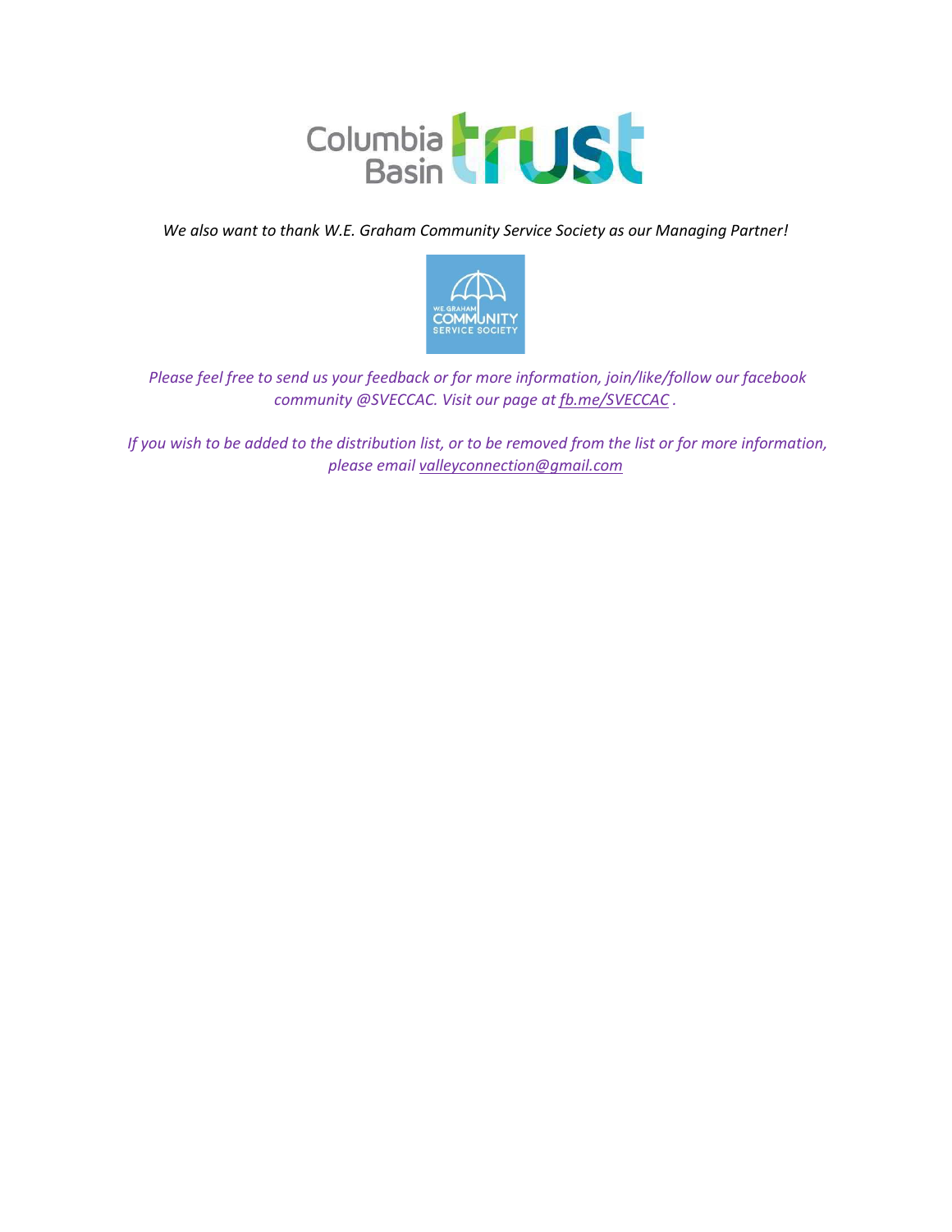*We also want to thank W.E. Graham Community Service Society as our Managing Partner!*

*Please feel free to send us your feedback or for more information, join/like/follow our facebook community @SVECCAC. Visit our page at [fb.me/SVECCAC](fb.me/SVECCAC) .*

*If you wish to be added to the distribution list, or to be removed from the list or for more information, please email [valleyconnection@gmail.com](mailto:valleyconnection@gmail.com)*